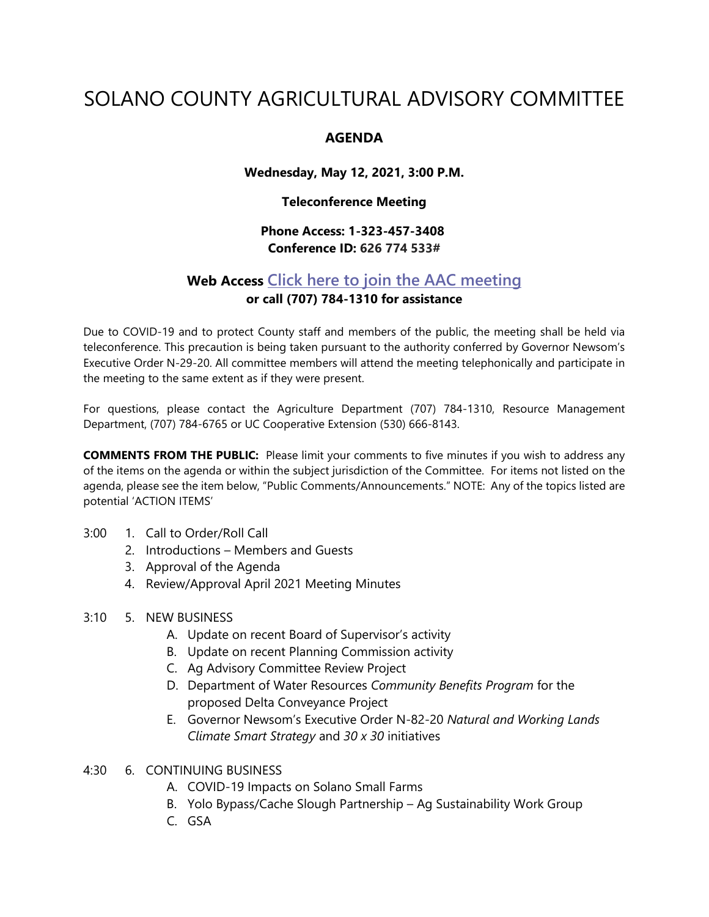# SOLANO COUNTY AGRICULTURAL ADVISORY COMMITTEE

## AGENDA

**Wednesday, May 12, 2021, 3:00 P.M.**

**Teleconference Meeting**

**Phone Access: 1-323-457-3408**
**Conference ID: 626 774 533#**

**Web Access** [Click here to join the AAC meeting]
**or call (707) 784-1310 for assistance**

Due to COVID-19 and to protect County staff and members of the public, the meeting shall be held via teleconference. This precaution is being taken pursuant to the authority conferred by Governor Newsom's Executive Order N-29-20. All committee members will attend the meeting telephonically and participate in the meeting to the same extent as if they were present.

For questions, please contact the Agriculture Department (707) 784-1310, Resource Management Department, (707) 784-6765 or UC Cooperative Extension (530) 666-8143.

**COMMENTS FROM THE PUBLIC:** Please limit your comments to five minutes if you wish to address any of the items on the agenda or within the subject jurisdiction of the Committee. For items not listed on the agenda, please see the item below, "Public Comments/Announcements." NOTE: Any of the topics listed are potential 'ACTION ITEMS'

3:00
1. Call to Order/Roll Call
2. Introductions – Members and Guests
3. Approval of the Agenda
4. Review/Approval April 2021 Meeting Minutes

3:10
5. NEW BUSINESS
   - A. Update on recent Board of Supervisor's activity
   - B. Update on recent Planning Commission activity
   - C. Ag Advisory Committee Review Project
   - D. Department of Water Resources *Community Benefits Program* for the proposed Delta Conveyance Project
   - E. Governor Newsom's Executive Order N-82-20 *Natural and Working Lands Climate Smart Strategy* and *30 x 30* initiatives

4:30
6. CONTINUING BUSINESS
   - A. COVID-19 Impacts on Solano Small Farms
   - B. Yolo Bypass/Cache Slough Partnership – Ag Sustainability Work Group
   - C. GSA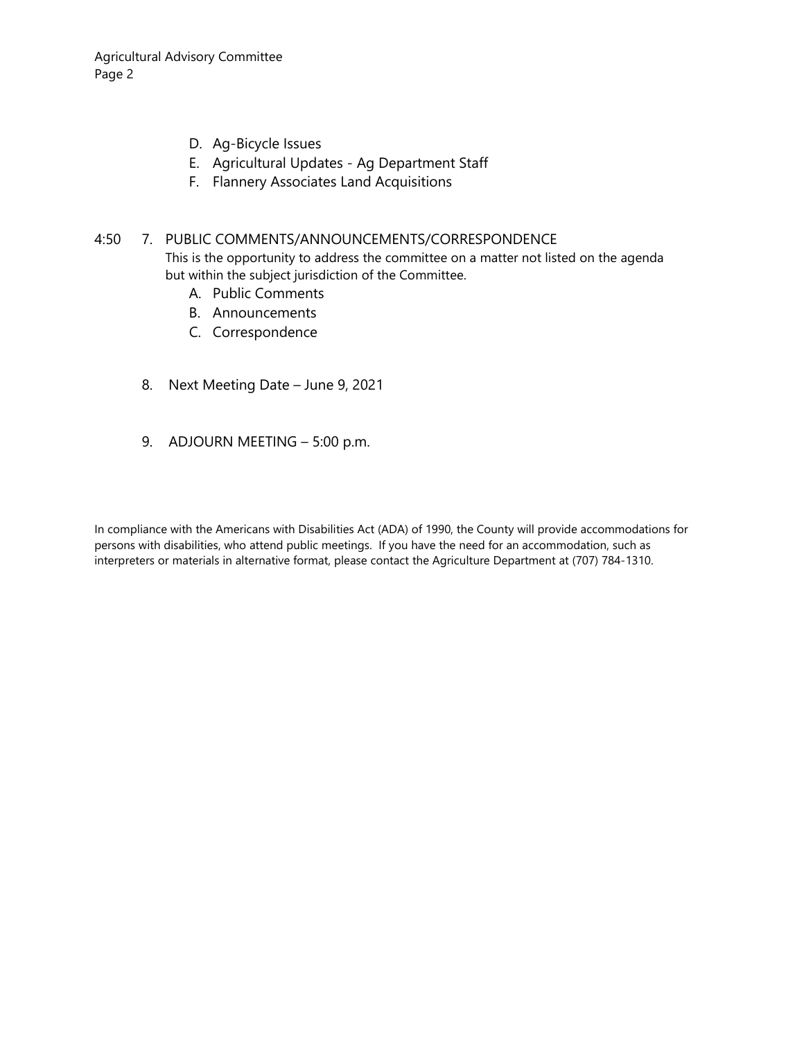D. Ag-Bicycle Issues
E. Agricultural Updates - Ag Department Staff
F. Flannery Associates Land Acquisitions

4:50 7. PUBLIC COMMENTS/ANNOUNCEMENTS/CORRESPONDENCE

This is the opportunity to address the committee on a matter not listed on the agenda but within the subject jurisdiction of the Committee.

A. Public Comments
B. Announcements
C. Correspondence

8. Next Meeting Date – June 9, 2021

9. ADJOURN MEETING – 5:00 p.m.

In compliance with the Americans with Disabilities Act (ADA) of 1990, the County will provide accommodations for persons with disabilities, who attend public meetings. If you have the need for an accommodation, such as interpreters or materials in alternative format, please contact the Agriculture Department at (707) 784-1310.